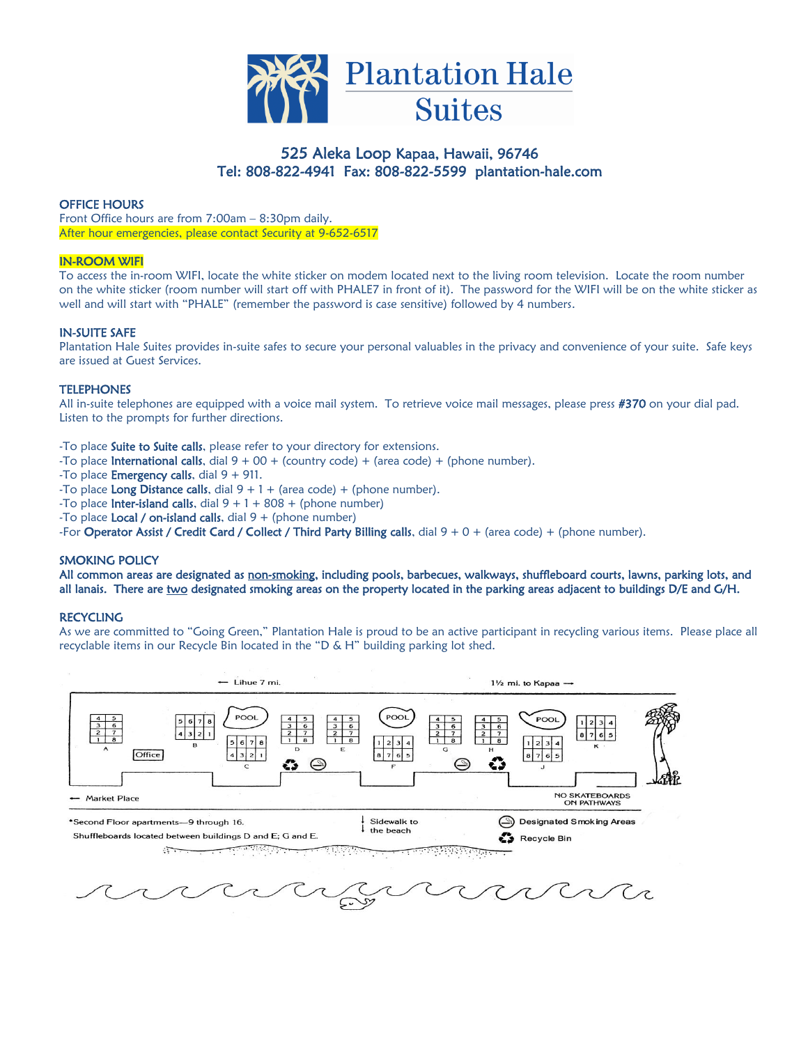# Plantation Hale Suites

525 Aleka Loop Kapaa, Hawaii, 96746
Tel: 808-822-4941 Fax: 808-822-5599 plantation-hale.com

## OFFICE HOURS

Front Office hours are from 7:00am – 8:30pm daily.
After hour emergencies, please contact Security at 9-652-6517

## IN-ROOM WIFI

To access the in-room WIFI, locate the white sticker on modem located next to the living room television. Locate the room number on the white sticker (room number will start off with PHALE7 in front of it). The password for the WIFI will be on the white sticker as well and will start with "PHALE" (remember the password is case sensitive) followed by 4 numbers.

## IN-SUITE SAFE

Plantation Hale Suites provides in-suite safes to secure your personal valuables in the privacy and convenience of your suite. Safe keys are issued at Guest Services.

## TELEPHONES

All in-suite telephones are equipped with a voice mail system. To retrieve voice mail messages, please press **#370** on your dial pad. Listen to the prompts for further directions.

-To place **Suite to Suite calls**, please refer to your directory for extensions.
-To place **International calls**, dial 9 + 00 + (country code) + (area code) + (phone number).
-To place **Emergency calls**, dial 9 + 911.
-To place **Long Distance calls**, dial 9 + 1 + (area code) + (phone number).
-To place **Inter-island calls**, dial 9 + 1 + 808 + (phone number)
-To place **Local / on-island calls**, dial 9 + (phone number)
-For **Operator Assist / Credit Card / Collect / Third Party Billing calls**, dial 9 + 0 + (area code) + (phone number).

## SMOKING POLICY

**All common areas are designated as non-smoking, including pools, barbecues, walkways, shuffleboard courts, lawns, parking lots, and all lanais. There are two designated smoking areas on the property located in the parking areas adjacent to buildings D/E and G/H.**

## RECYCLING

As we are committed to "Going Green," Plantation Hale is proud to be an active participant in recycling various items. Please place all recyclable items in our Recycle Bin located in the "D & H" building parking lot shed.

← Lihue 7 mi. 1½ mi. to Kapaa →

← Market Place

NO SKATEBOARDS ON PATHWAYS

*Second Floor apartments—9 through 16.
Shuffleboards located between buildings D and E; G and E.

Sidewalk to the beach

Designated Smoking Areas
Recycle Bin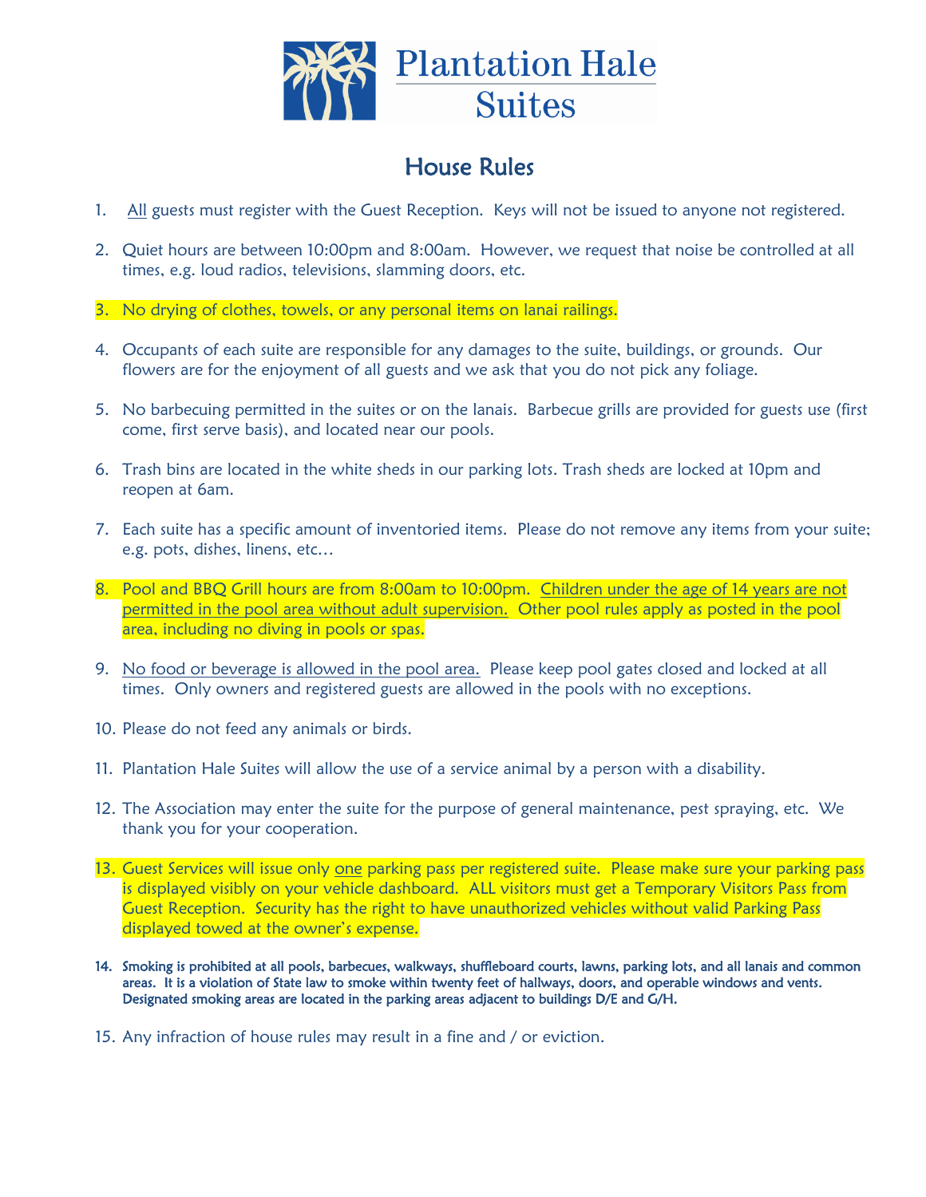# Plantation Hale Suites

## House Rules

1. All guests must register with the Guest Reception. Keys will not be issued to anyone not registered.

2. Quiet hours are between 10:00pm and 8:00am. However, we request that noise be controlled at all times, e.g. loud radios, televisions, slamming doors, etc.

3. No drying of clothes, towels, or any personal items on lanai railings.

4. Occupants of each suite are responsible for any damages to the suite, buildings, or grounds. Our flowers are for the enjoyment of all guests and we ask that you do not pick any foliage.

5. No barbecuing permitted in the suites or on the lanais. Barbecue grills are provided for guests use (first come, first serve basis), and located near our pools.

6. Trash bins are located in the white sheds in our parking lots. Trash sheds are locked at 10pm and reopen at 6am.

7. Each suite has a specific amount of inventoried items. Please do not remove any items from your suite; e.g. pots, dishes, linens, etc…

8. Pool and BBQ Grill hours are from 8:00am to 10:00pm. Children under the age of 14 years are not permitted in the pool area without adult supervision. Other pool rules apply as posted in the pool area, including no diving in pools or spas.

9. No food or beverage is allowed in the pool area. Please keep pool gates closed and locked at all times. Only owners and registered guests are allowed in the pools with no exceptions.

10. Please do not feed any animals or birds.

11. Plantation Hale Suites will allow the use of a service animal by a person with a disability.

12. The Association may enter the suite for the purpose of general maintenance, pest spraying, etc. We thank you for your cooperation.

13. Guest Services will issue only one parking pass per registered suite. Please make sure your parking pass is displayed visibly on your vehicle dashboard. ALL visitors must get a Temporary Visitors Pass from Guest Reception. Security has the right to have unauthorized vehicles without valid Parking Pass displayed towed at the owner's expense.

14. **Smoking is prohibited at all pools, barbecues, walkways, shuffleboard courts, lawns, parking lots, and all lanais and common areas. It is a violation of State law to smoke within twenty feet of hallways, doors, and operable windows and vents. Designated smoking areas are located in the parking areas adjacent to buildings D/E and G/H.**

15. Any infraction of house rules may result in a fine and / or eviction.